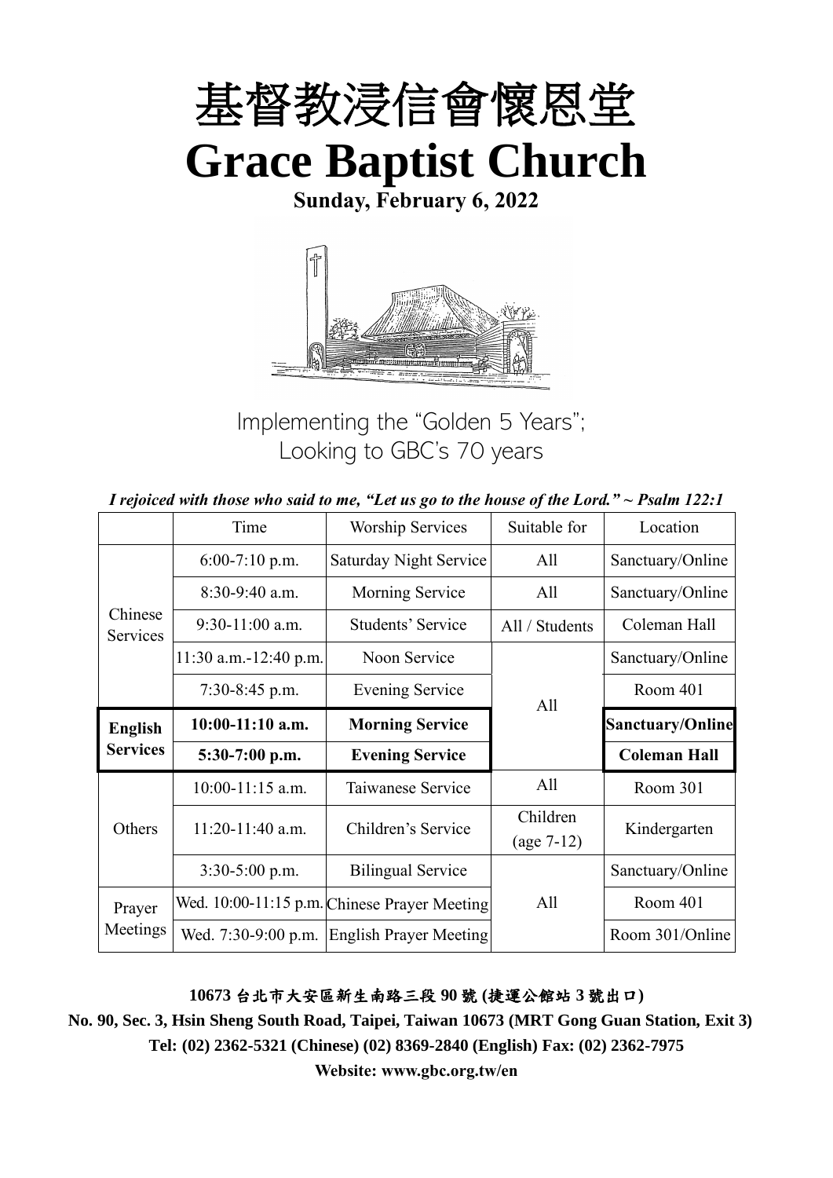# 基督教浸信會懷恩堂

# Grace Baptist Church

**Sunday, February 6, 2022**

Implementing the "Golden 5 Years";
Looking to GBC's 70 years

***I rejoiced with those who said to me, "Let us go to the house of the Lord." ~ Psalm 122:1***

| | Time | Worship Services | Suitable for | Location |
|---|---|---|---|---|
| Chinese Services | 6:00-7:10 p.m. | Saturday Night Service | All | Sanctuary/Online |
| | 8:30-9:40 a.m. | Morning Service | All | Sanctuary/Online |
| | 9:30-11:00 a.m. | Students' Service | All / Students | Coleman Hall |
| | 11:30 a.m.-12:40 p.m. | Noon Service | All | Sanctuary/Online |
| | 7:30-8:45 p.m. | Evening Service | | Room 401 |
| **English Services** | **10:00-11:10 a.m.** | **Morning Service** | | **Sanctuary/Online** |
| | **5:30-7:00 p.m.** | **Evening Service** | | **Coleman Hall** |
| Others | 10:00-11:15 a.m. | Taiwanese Service | All | Room 301 |
| | 11:20-11:40 a.m. | Children's Service | Children (age 7-12) | Kindergarten |
| | 3:30-5:00 p.m. | Bilingual Service | All | Sanctuary/Online |
| Prayer Meetings | Wed. 10:00-11:15 p.m. | Chinese Prayer Meeting | | Room 401 |
| | Wed. 7:30-9:00 p.m. | English Prayer Meeting | | Room 301/Online |

**10673 台北市大安區新生南路三段 90 號 (捷運公館站 3 號出口)**

**No. 90, Sec. 3, Hsin Sheng South Road, Taipei, Taiwan 10673 (MRT Gong Guan Station, Exit 3)**

**Tel: (02) 2362-5321 (Chinese) (02) 8369-2840 (English) Fax: (02) 2362-7975**

**Website: www.gbc.org.tw/en**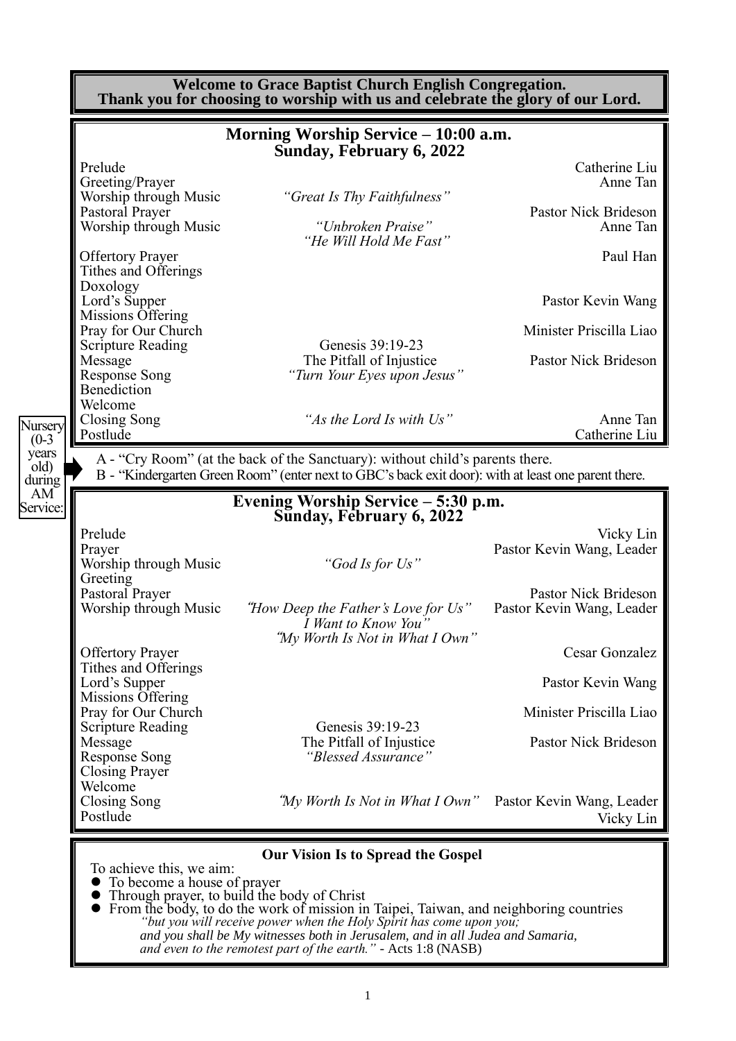**Welcome to Grace Baptist Church English Congregation.**
**Thank you for choosing to worship with us and celebrate the glory of our Lord.**

## Morning Worship Service – 10:00 a.m.
### Sunday, February 6, 2022

| | | |
|---|---|---|
| Prelude | | Catherine Liu |
| Greeting/Prayer | | Anne Tan |
| Worship through Music | *"Great Is Thy Faithfulness"* | |
| Pastoral Prayer | | Pastor Nick Brideson |
| Worship through Music | *"Unbroken Praise"* *"He Will Hold Me Fast"* | Anne Tan |
| Offertory Prayer | | Paul Han |
| Tithes and Offerings | | |
| Doxology | | |
| Lord's Supper | | Pastor Kevin Wang |
| Missions Offering | | |
| Pray for Our Church | | Minister Priscilla Liao |
| Scripture Reading | Genesis 39:19-23 | |
| Message | The Pitfall of Injustice | Pastor Nick Brideson |
| Response Song | *"Turn Your Eyes upon Jesus"* | |
| Benediction | | |
| Welcome | | |
| Closing Song | *"As the Lord Is with Us"* | Anne Tan |
| Postlude | | Catherine Liu |

Nursery (0-3 years old) during AM Service:

A - "Cry Room" (at the back of the Sanctuary): without child's parents there.
B - "Kindergarten Green Room" (enter next to GBC's back exit door): with at least one parent there.

## Evening Worship Service – 5:30 p.m.
### Sunday, February 6, 2022

| | | |
|---|---|---|
| Prelude | | Vicky Lin |
| Prayer | | Pastor Kevin Wang, Leader |
| Worship through Music | *"God Is for Us"* | |
| Greeting | | |
| Pastoral Prayer | | Pastor Nick Brideson |
| Worship through Music | *"How Deep the Father's Love for Us"* *"I Want to Know You"* *"My Worth Is Not in What I Own"* | Pastor Kevin Wang, Leader |
| Offertory Prayer | | Cesar Gonzalez |
| Tithes and Offerings | | |
| Lord's Supper | | Pastor Kevin Wang |
| Missions Offering | | |
| Pray for Our Church | | Minister Priscilla Liao |
| Scripture Reading | Genesis 39:19-23 | |
| Message | The Pitfall of Injustice | Pastor Nick Brideson |
| Response Song | *"Blessed Assurance"* | |
| Closing Prayer | | |
| Welcome | | |
| Closing Song | *"My Worth Is Not in What I Own"* | Pastor Kevin Wang, Leader |
| Postlude | | Vicky Lin |

### Our Vision Is to Spread the Gospel

To achieve this, we aim:

- To become a house of prayer
- Through prayer, to build the body of Christ
- From the body, to do the work of mission in Taipei, Taiwan, and neighboring countries

*"but you will receive power when the Holy Spirit has come upon you; and you shall be My witnesses both in Jerusalem, and in all Judea and Samaria, and even to the remotest part of the earth."* - Acts 1:8 (NASB)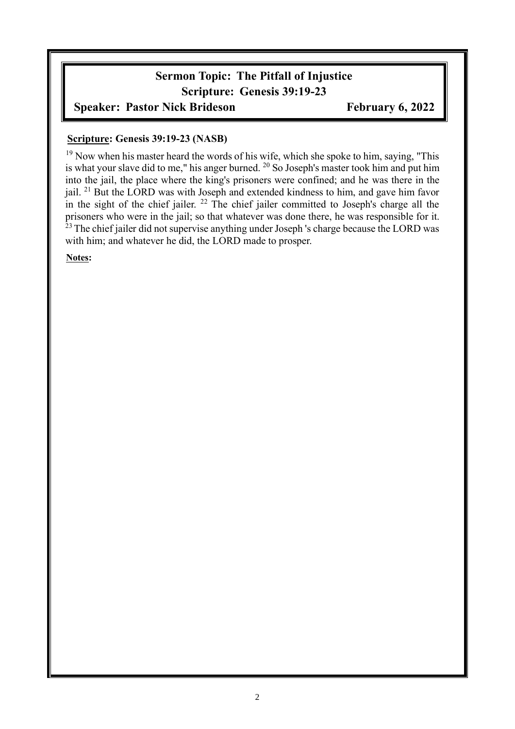**Sermon Topic: The Pitfall of Injustice**

**Scripture: Genesis 39:19-23**

**Speaker: Pastor Nick Brideson** **February 6, 2022**

**Scripture: Genesis 39:19-23 (NASB)**

[19] Now when his master heard the words of his wife, which she spoke to him, saying, "This is what your slave did to me," his anger burned. [20] So Joseph's master took him and put him into the jail, the place where the king's prisoners were confined; and he was there in the jail. [21] But the LORD was with Joseph and extended kindness to him, and gave him favor in the sight of the chief jailer. [22] The chief jailer committed to Joseph's charge all the prisoners who were in the jail; so that whatever was done there, he was responsible for it. [23] The chief jailer did not supervise anything under Joseph 's charge because the LORD was with him; and whatever he did, the LORD made to prosper.

**Notes:**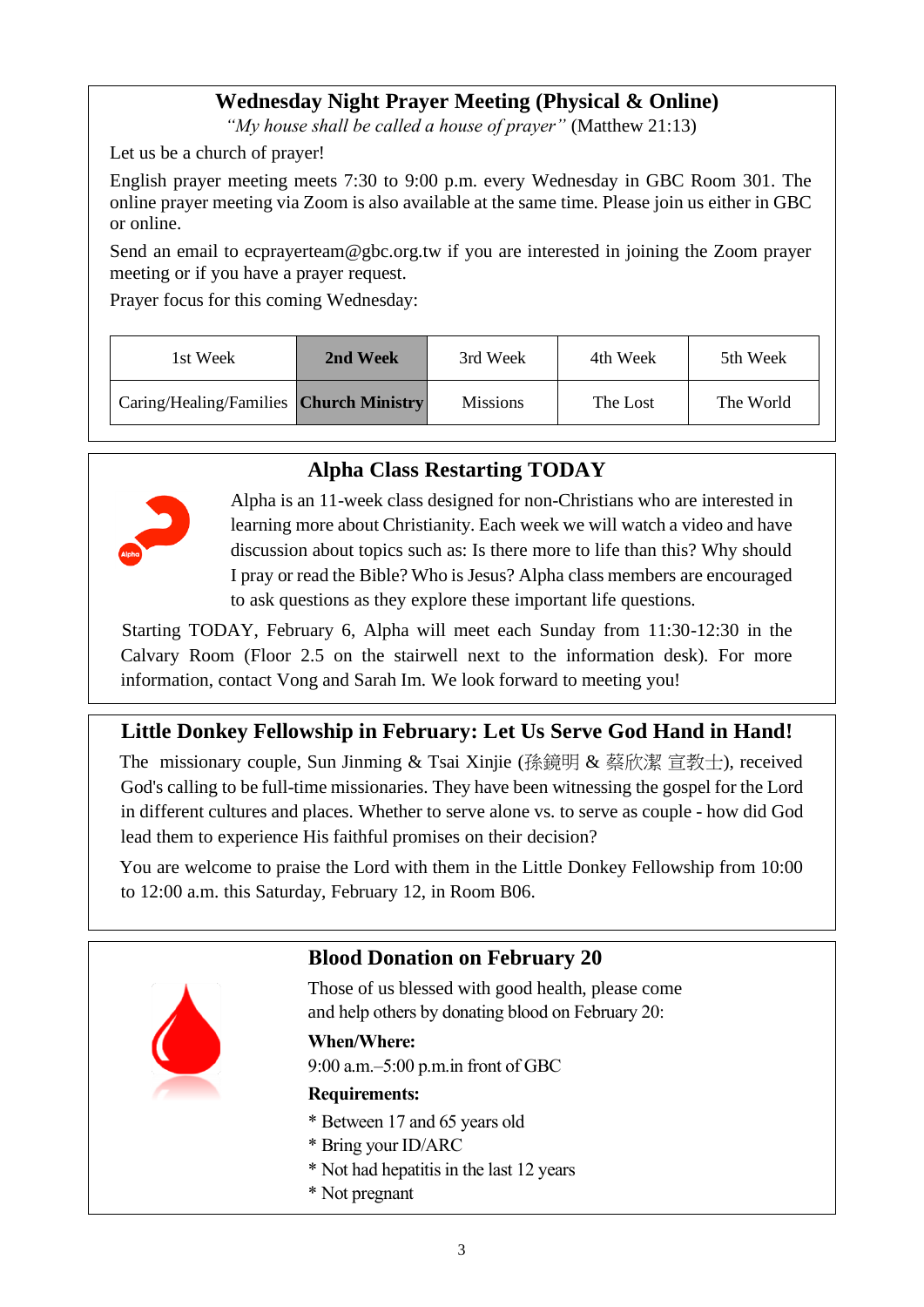## Wednesday Night Prayer Meeting (Physical & Online)

*"My house shall be called a house of prayer"* (Matthew 21:13)

Let us be a church of prayer!

English prayer meeting meets 7:30 to 9:00 p.m. every Wednesday in GBC Room 301. The online prayer meeting via Zoom is also available at the same time. Please join us either in GBC or online.

Send an email to ecprayerteam@gbc.org.tw if you are interested in joining the Zoom prayer meeting or if you have a prayer request.

Prayer focus for this coming Wednesday:

| 1st Week | **2nd Week** | 3rd Week | 4th Week | 5th Week |
|---|---|---|---|---|
| Caring/Healing/Families | **Church Ministry** | Missions | The Lost | The World |

## Alpha Class Restarting TODAY

Alpha is an 11-week class designed for non-Christians who are interested in learning more about Christianity. Each week we will watch a video and have discussion about topics such as: Is there more to life than this? Why should I pray or read the Bible? Who is Jesus? Alpha class members are encouraged to ask questions as they explore these important life questions.

Starting TODAY, February 6, Alpha will meet each Sunday from 11:30-12:30 in the Calvary Room (Floor 2.5 on the stairwell next to the information desk). For more information, contact Vong and Sarah Im. We look forward to meeting you!

## Little Donkey Fellowship in February: Let Us Serve God Hand in Hand!

The missionary couple, Sun Jinming & Tsai Xinjie (孫鏡明 & 蔡欣潔 宣教士), received God's calling to be full-time missionaries. They have been witnessing the gospel for the Lord in different cultures and places. Whether to serve alone vs. to serve as couple - how did God lead them to experience His faithful promises on their decision?

You are welcome to praise the Lord with them in the Little Donkey Fellowship from 10:00 to 12:00 a.m. this Saturday, February 12, in Room B06.

## Blood Donation on February 20

Those of us blessed with good health, please come and help others by donating blood on February 20:

**When/Where:**

9:00 a.m.–5:00 p.m.in front of GBC

**Requirements:**

* Between 17 and 65 years old
* Bring your ID/ARC
* Not had hepatitis in the last 12 years
* Not pregnant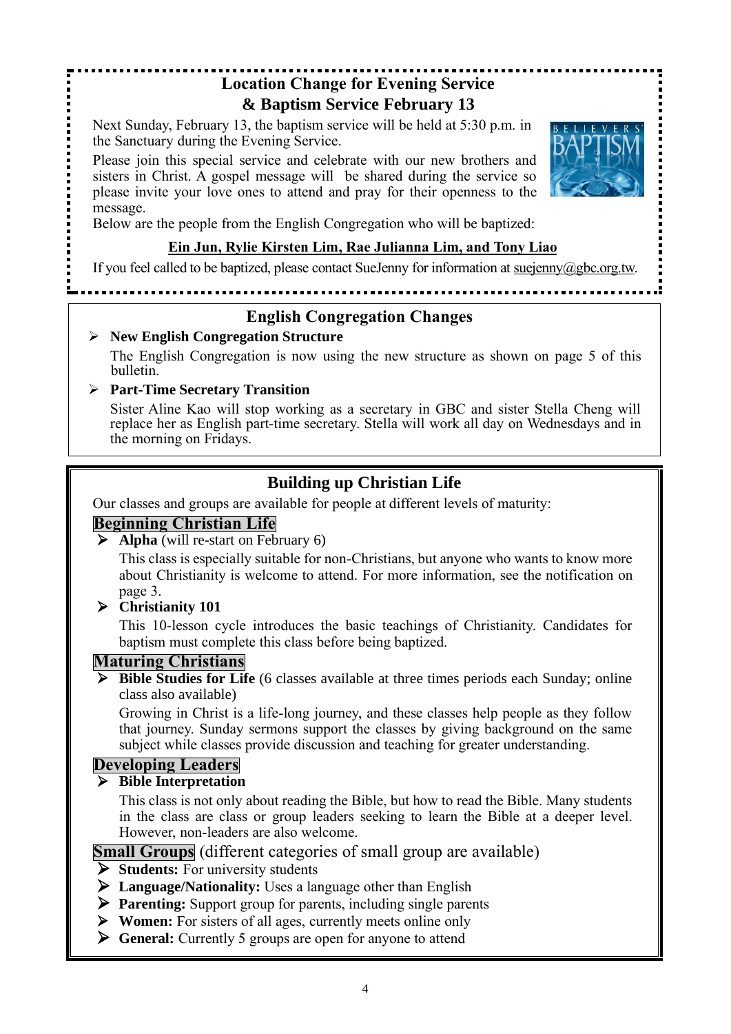## Location Change for Evening Service & Baptism Service February 13

Next Sunday, February 13, the baptism service will be held at 5:30 p.m. in the Sanctuary during the Evening Service.

Please join this special service and celebrate with our new brothers and sisters in Christ. A gospel message will be shared during the service so please invite your love ones to attend and pray for their openness to the message.

Below are the people from the English Congregation who will be baptized:

**Ein Jun, Rylie Kirsten Lim, Rae Julianna Lim, and Tony Liao**

If you feel called to be baptized, please contact SueJenny for information at suejenny@gbc.org.tw.

## English Congregation Changes

- **New English Congregation Structure**

  The English Congregation is now using the new structure as shown on page 5 of this bulletin.

- **Part-Time Secretary Transition**

  Sister Aline Kao will stop working as a secretary in GBC and sister Stella Cheng will replace her as English part-time secretary. Stella will work all day on Wednesdays and in the morning on Fridays.

## Building up Christian Life

Our classes and groups are available for people at different levels of maturity:

### Beginning Christian Life

- **Alpha** (will re-start on February 6)

  This class is especially suitable for non-Christians, but anyone who wants to know more about Christianity is welcome to attend. For more information, see the notification on page 3.

- **Christianity 101**

  This 10-lesson cycle introduces the basic teachings of Christianity. Candidates for baptism must complete this class before being baptized.

### Maturing Christians

- **Bible Studies for Life** (6 classes available at three times periods each Sunday; online class also available)

  Growing in Christ is a life-long journey, and these classes help people as they follow that journey. Sunday sermons support the classes by giving background on the same subject while classes provide discussion and teaching for greater understanding.

### Developing Leaders

- **Bible Interpretation**

  This class is not only about reading the Bible, but how to read the Bible. Many students in the class are class or group leaders seeking to learn the Bible at a deeper level. However, non-leaders are also welcome.

### Small Groups (different categories of small group are available)

- **Students:** For university students
- **Language/Nationality:** Uses a language other than English
- **Parenting:** Support group for parents, including single parents
- **Women:** For sisters of all ages, currently meets online only
- **General:** Currently 5 groups are open for anyone to attend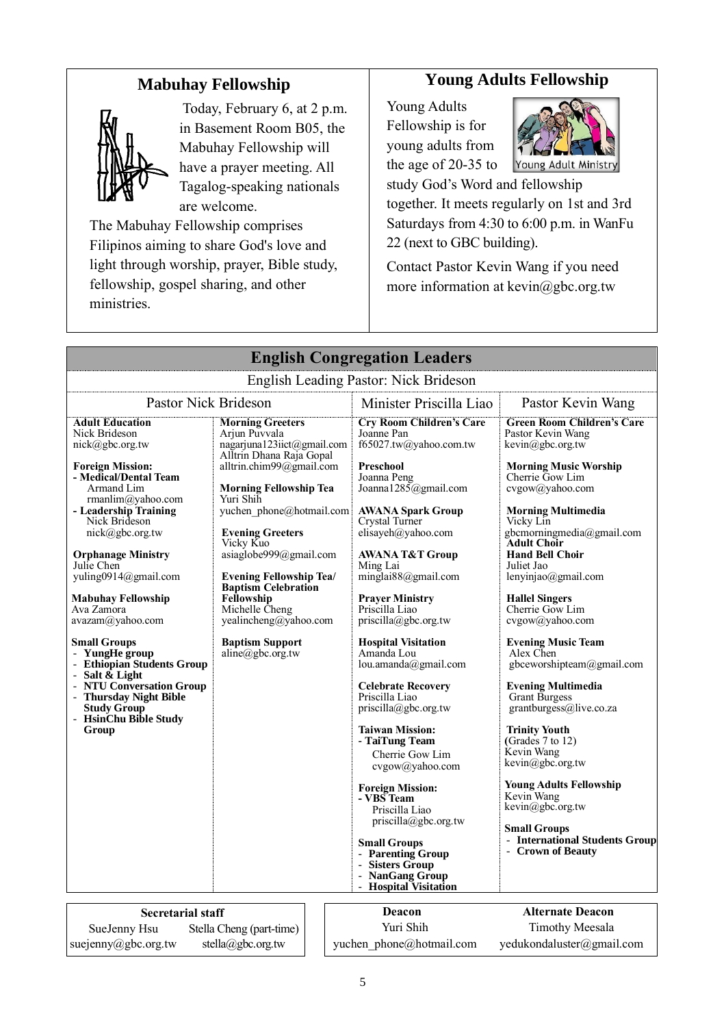## Mabuhay Fellowship

Today, February 6, at 2 p.m. in Basement Room B05, the Mabuhay Fellowship will have a prayer meeting. All Tagalog-speaking nationals are welcome.

The Mabuhay Fellowship comprises Filipinos aiming to share God's love and light through worship, prayer, Bible study, fellowship, gospel sharing, and other ministries.

## Young Adults Fellowship

Young Adults Fellowship is for young adults from the age of 20-35 to study God's Word and fellowship together. It meets regularly on 1st and 3rd Saturdays from 4:30 to 6:00 p.m. in WanFu 22 (next to GBC building).

Contact Pastor Kevin Wang if you need more information at kevin@gbc.org.tw

## English Congregation Leaders

English Leading Pastor: Nick Brideson

| Pastor Nick Brideson | | Minister Priscilla Liao | Pastor Kevin Wang |
|---|---|---|---|
| **Adult Education**<br>Nick Brideson<br>nick@gbc.org.tw<br><br>**Foreign Mission:**<br>**- Medical/Dental Team**<br>Armand Lim<br>rmanlim@yahoo.com<br>**- Leadership Training**<br>Nick Brideson<br>nick@gbc.org.tw<br><br>**Orphanage Ministry**<br>Julie Chen<br>yuling0914@gmail.com<br><br>**Mabuhay Fellowship**<br>Ava Zamora<br>avazam@yahoo.com<br><br>**Small Groups**<br>- **YungHe group**<br>- **Ethiopian Students Group**<br>- **Salt & Light**<br>- **NTU Conversation Group**<br>- **Thursday Night Bible Study Group**<br>- **HsinChu Bible Study Group** | **Morning Greeters**<br>Arjun Puvvala<br>nagarjuna123iict@gmail.com<br>Alltrin Dhana Raja Gopal<br>alltrin.chim99@gmail.com<br><br>**Morning Fellowship Tea**<br>Yuri Shih<br>yuchen_phone@hotmail.com<br><br>**Evening Greeters**<br>Vicky Kuo<br>asiaglobe999@gmail.com<br><br>**Evening Fellowship Tea/ Baptism Celebration Fellowship**<br>Michelle Cheng<br>yealincheng@yahoo.com<br><br>**Baptism Support**<br>aline@gbc.org.tw | **Cry Room Children's Care**<br>Joanne Pan<br>f65027.tw@yahoo.com.tw<br><br>**Preschool**<br>Joanna Peng<br>Joanna1285@gmail.com<br><br>**AWANA Spark Group**<br>Crystal Turner<br>elisayeh@yahoo.com<br><br>**AWANA T&T Group**<br>Ming Lai<br>minglai88@gmail.com<br><br>**Prayer Ministry**<br>Priscilla Liao<br>priscilla@gbc.org.tw<br><br>**Hospital Visitation**<br>Amanda Lou<br>lou.amanda@gmail.com<br><br>**Celebrate Recovery**<br>Priscilla Liao<br>priscilla@gbc.org.tw<br><br>**Taiwan Mission:**<br>**- TaiTung Team**<br>Cherrie Gow Lim<br>cvgow@yahoo.com<br><br>**Foreign Mission:**<br>**- VBS Team**<br>Priscilla Liao<br>priscilla@gbc.org.tw<br><br>**Small Groups**<br>- **Parenting Group**<br>- **Sisters Group**<br>- **NanGang Group**<br>- **Hospital Visitation** | **Green Room Children's Care**<br>Pastor Kevin Wang<br>kevin@gbc.org.tw<br><br>**Morning Music Worship**<br>Cherrie Gow Lim<br>cvgow@yahoo.com<br><br>**Morning Multimedia**<br>Vicky Lin<br>gbcmorningmedia@gmail.com<br>**Adult Choir**<br>**Hand Bell Choir**<br>Juliet Jao<br>lenyinjao@gmail.com<br><br>**Hallel Singers**<br>Cherrie Gow Lim<br>cvgow@yahoo.com<br><br>**Evening Music Team**<br>Alex Chen<br>gbceworshipteam@gmail.com<br><br>**Evening Multimedia**<br>Grant Burgess<br>grantburgess@live.co.za<br><br>**Trinity Youth**<br>(Grades 7 to 12)<br>Kevin Wang<br>kevin@gbc.org.tw<br><br>**Young Adults Fellowship**<br>Kevin Wang<br>kevin@gbc.org.tw<br><br>**Small Groups**<br>- **International Students Group**<br>- **Crown of Beauty** |

| Secretarial staff | |
|---|---|
| SueJenny Hsu | Stella Cheng (part-time) |
| suejenny@gbc.org.tw | stella@gbc.org.tw |

| Deacon | Alternate Deacon |
|---|---|
| Yuri Shih | Timothy Meesala |
| yuchen_phone@hotmail.com | yedukondaluster@gmail.com |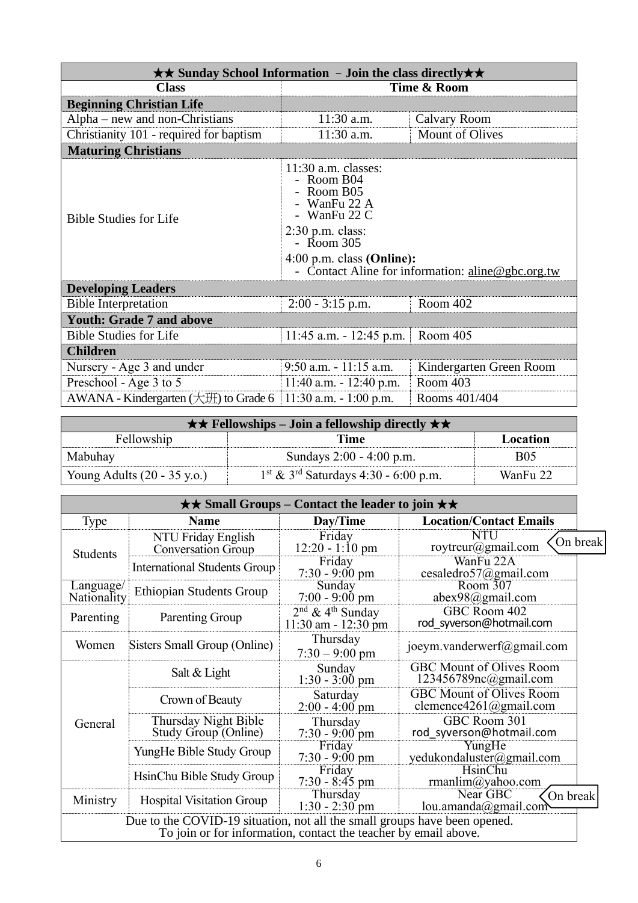| ★★ Sunday School Information – Join the class directly★★ | | |
|---|---|---|
| **Class** | **Time & Room** | |
| **Beginning Christian Life** | | |
| Alpha – new and non-Christians | 11:30 a.m. | Calvary Room |
| Christianity 101 - required for baptism | 11:30 a.m. | Mount of Olives |
| **Maturing Christians** | | |
| Bible Studies for Life | 11:30 a.m. classes: - Room B04 - Room B05 - WanFu 22 A - WanFu 22 C 2:30 p.m. class: - Room 305 4:00 p.m. class **(Online):** - Contact Aline for information: aline@gbc.org.tw | |
| **Developing Leaders** | | |
| Bible Interpretation | 2:00 - 3:15 p.m. | Room 402 |
| **Youth: Grade 7 and above** | | |
| Bible Studies for Life | 11:45 a.m. - 12:45 p.m. | Room 405 |
| **Children** | | |
| Nursery - Age 3 and under | 9:50 a.m. - 11:15 a.m. | Kindergarten Green Room |
| Preschool - Age 3 to 5 | 11:40 a.m. - 12:40 p.m. | Room 403 |
| AWANA - Kindergarten (大班) to Grade 6 | 11:30 a.m. - 1:00 p.m. | Rooms 401/404 |

| ★★ Fellowships – Join a fellowship directly ★★ | | |
|---|---|---|
| Fellowship | **Time** | **Location** |
| Mabuhay | Sundays 2:00 - 4:00 p.m. | B05 |
| Young Adults (20 - 35 y.o.) | 1st & 3rd Saturdays 4:30 - 6:00 p.m. | WanFu 22 |

| ★★ Small Groups – Contact the leader to join ★★ | | | |
|---|---|---|---|
| Type | **Name** | **Day/Time** | **Location/Contact Emails** |
| Students | NTU Friday English Conversation Group | Friday 12:20 - 1:10 pm | NTU roytreur@gmail.com (On break) |
| | International Students Group | Friday 7:30 - 9:00 pm | WanFu 22A cesaledro57@gmail.com |
| Language/ Nationality | Ethiopian Students Group | Sunday 7:00 - 9:00 pm | Room 307 abex98@gmail.com |
| Parenting | Parenting Group | 2nd & 4th Sunday 11:30 am - 12:30 pm | GBC Room 402 rod_syverson@hotmail.com |
| Women | Sisters Small Group (Online) | Thursday 7:30 – 9:00 pm | joeym.vanderwerf@gmail.com |
| General | Salt & Light | Sunday 1:30 - 3:00 pm | GBC Mount of Olives Room 123456789nc@gmail.com |
| | Crown of Beauty | Saturday 2:00 - 4:00 pm | GBC Mount of Olives Room clemence4261@gmail.com |
| | Thursday Night Bible Study Group (Online) | Thursday 7:30 - 9:00 pm | GBC Room 301 rod_syverson@hotmail.com |
| | YungHe Bible Study Group | Friday 7:30 - 9:00 pm | YungHe yedukondaluster@gmail.com |
| | HsinChu Bible Study Group | Friday 7:30 - 8:45 pm | HsinChu rmanlim@yahoo.com |
| Ministry | Hospital Visitation Group | Thursday 1:30 - 2:30 pm | Near GBC lou.amanda@gmail.com (On break) |
| Due to the COVID-19 situation, not all the small groups have been opened. To join or for information, contact the teacher by email above. | | | |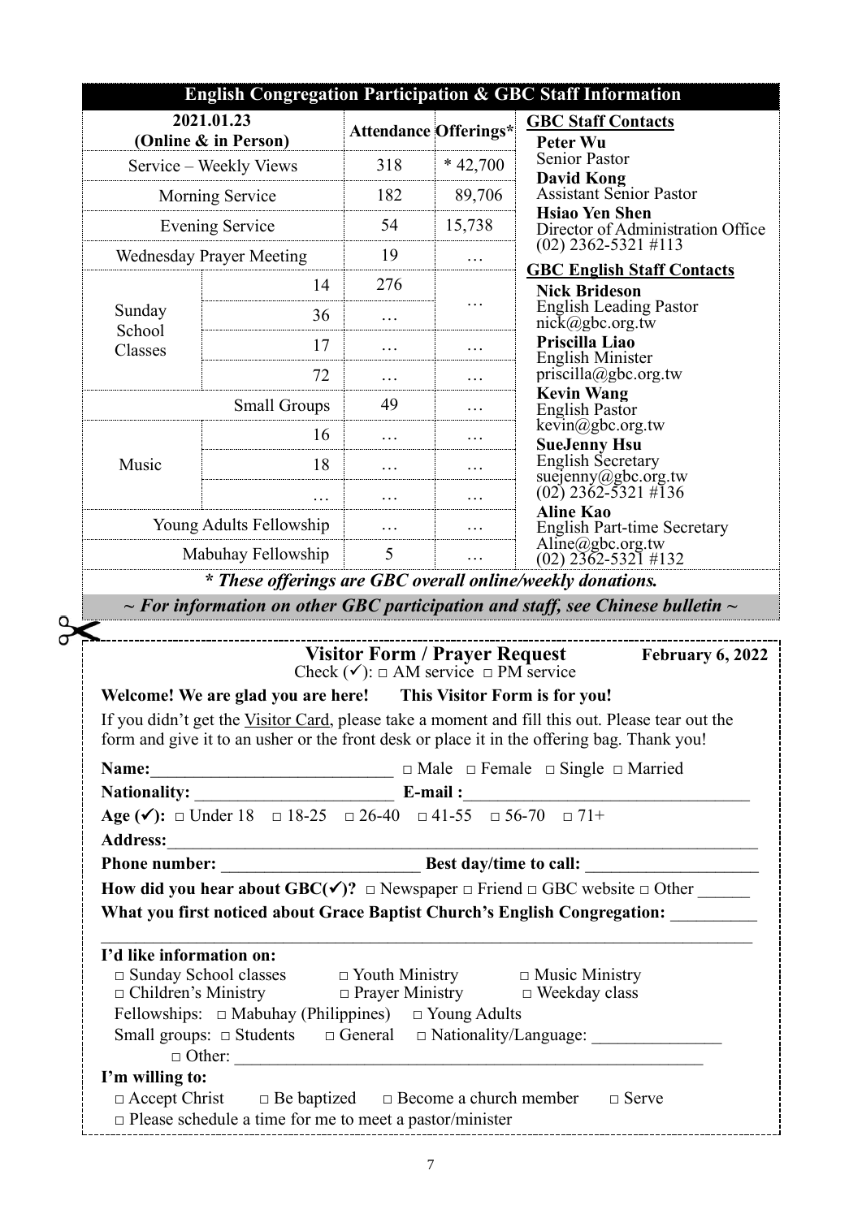## English Congregation Participation & GBC Staff Information

| 2021.01.23 (Online & in Person) | | Attendance | Offerings* |
|---|---|---|---|
| Service – Weekly Views | | 318 | * 42,700 |
| Morning Service | | 182 | 89,706 |
| Evening Service | | 54 | 15,738 |
| Wednesday Prayer Meeting | | 19 | … |
| Sunday School Classes | 14 | 276 | … |
| | 36 | … | |
| | 17 | … | … |
| | 72 | … | … |
| Small Groups | | 49 | … |
| Music | 16 | … | … |
| | 18 | … | … |
| | … | … | … |
| Young Adults Fellowship | | … | … |
| Mabuhay Fellowship | | 5 | … |

**GBC Staff Contacts**

**Peter Wu**
Senior Pastor

**David Kong**
Assistant Senior Pastor

**Hsiao Yen Shen**
Director of Administration Office
(02) 2362-5321 #113

**GBC English Staff Contacts**

**Nick Brideson**
English Leading Pastor
nick@gbc.org.tw

**Priscilla Liao**
English Minister
priscilla@gbc.org.tw

**Kevin Wang**
English Pastor
kevin@gbc.org.tw

**SueJenny Hsu**
English Secretary
suejenny@gbc.org.tw
(02) 2362-5321 #136

**Aline Kao**
English Part-time Secretary
Aline@gbc.org.tw
(02) 2362-5321 #132

***\* These offerings are GBC overall online/weekly donations.***

***~ For information on other GBC participation and staff, see Chinese bulletin ~***

---

## Visitor Form / Prayer Request

**February 6, 2022**

Check (✓): □ AM service □ PM service

**Welcome! We are glad you are here! This Visitor Form is for you!**

If you didn't get the Visitor Card, please take a moment and fill this out. Please tear out the form and give it to an usher or the front desk or place it in the offering bag. Thank you!

**Name:**____________________________ □ Male □ Female □ Single □ Married

**Nationality:** _______________________ **E-mail :**_______________________________

**Age (✓):** □ Under 18 □ 18-25 □ 26-40 □ 41-55 □ 56-70 □ 71+

**Address:**_________________________________________________________________

**Phone number:** _______________________ **Best day/time to call:** ___________________

**How did you hear about GBC(✓)?** □ Newspaper □ Friend □ GBC website □ Other ______

**What you first noticed about Grace Baptist Church's English Congregation:** __________

_____________________________________________________________________________

**I'd like information on:**

□ Sunday School classes □ Youth Ministry □ Music Ministry
□ Children's Ministry □ Prayer Ministry □ Weekday class
Fellowships: □ Mabuhay (Philippines) □ Young Adults
Small groups: □ Students □ General □ Nationality/Language: _______________
□ Other: ______________________________________________________

**I'm willing to:**

□ Accept Christ □ Be baptized □ Become a church member □ Serve
□ Please schedule a time for me to meet a pastor/minister